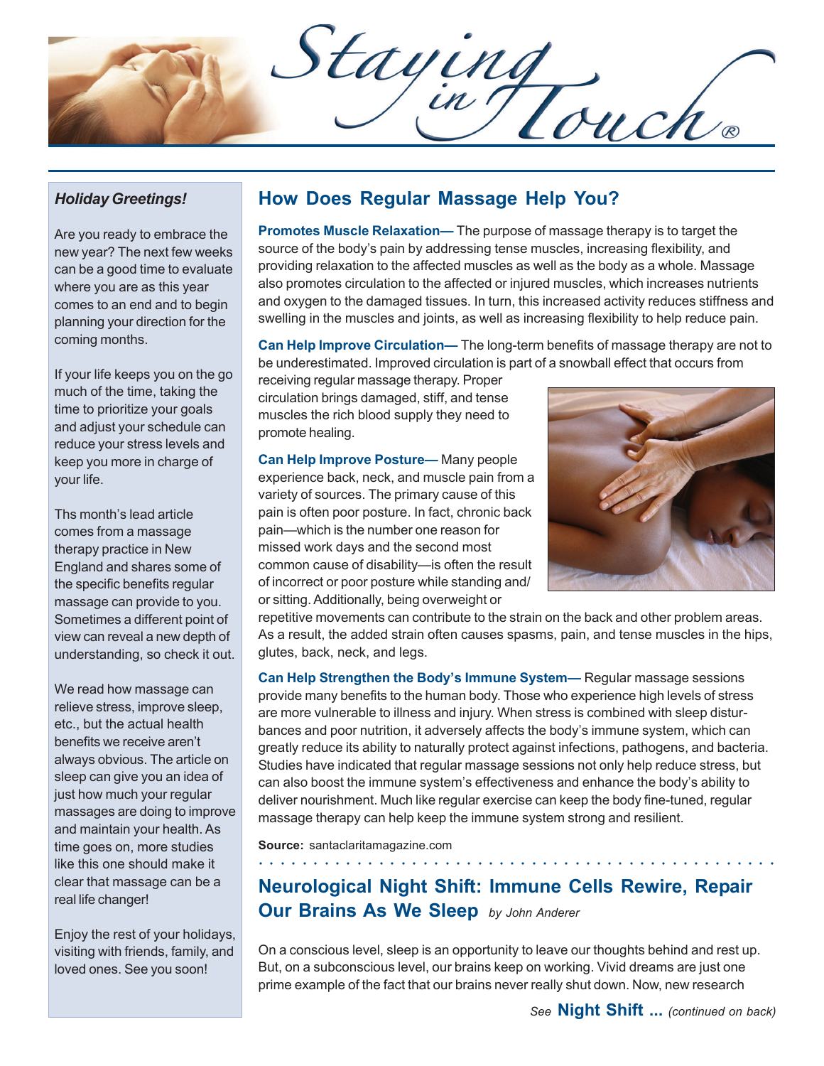# Staying in Touch®

### *Holiday Greetings!*

Are you ready to embrace the new year? The next few weeks can be a good time to evaluate where you are as this year comes to an end and to begin planning your direction for the coming months.

If your life keeps you on the go much of the time, taking the time to prioritize your goals and adjust your schedule can reduce your stress levels and keep you more in charge of your life.

Ths month's lead article comes from a massage therapy practice in New England and shares some of the specific benefits regular massage can provide to you. Sometimes a different point of view can reveal a new depth of understanding, so check it out.

We read how massage can relieve stress, improve sleep, etc., but the actual health benefits we receive aren't always obvious. The article on sleep can give you an idea of just how much your regular massages are doing to improve and maintain your health. As time goes on, more studies like this one should make it clear that massage can be a real life changer!

Enjoy the rest of your holidays, visiting with friends, family, and loved ones. See you soon!

## How Does Regular Massage Help You?

**Promotes Muscle Relaxation—** The purpose of massage therapy is to target the source of the body's pain by addressing tense muscles, increasing flexibility, and providing relaxation to the affected muscles as well as the body as a whole. Massage also promotes circulation to the affected or injured muscles, which increases nutrients and oxygen to the damaged tissues. In turn, this increased activity reduces stiffness and swelling in the muscles and joints, as well as increasing flexibility to help reduce pain.

**Can Help Improve Circulation—** The long-term benefits of massage therapy are not to be underestimated. Improved circulation is part of a snowball effect that occurs from receiving regular massage therapy. Proper circulation brings damaged, stiff, and tense muscles the rich blood supply they need to promote healing.

**Can Help Improve Posture—** Many people experience back, neck, and muscle pain from a variety of sources. The primary cause of this pain is often poor posture. In fact, chronic back pain—which is the number one reason for missed work days and the second most common cause of disability—is often the result of incorrect or poor posture while standing and/or sitting. Additionally, being overweight or repetitive movements can contribute to the strain on the back and other problem areas. As a result, the added strain often causes spasms, pain, and tense muscles in the hips, glutes, back, neck, and legs.

**Can Help Strengthen the Body's Immune System—** Regular massage sessions provide many benefits to the human body. Those who experience high levels of stress are more vulnerable to illness and injury. When stress is combined with sleep disturbances and poor nutrition, it adversely affects the body's immune system, which can greatly reduce its ability to naturally protect against infections, pathogens, and bacteria. Studies have indicated that regular massage sessions not only help reduce stress, but can also boost the immune system's effectiveness and enhance the body's ability to deliver nourishment. Much like regular exercise can keep the body fine-tuned, regular massage therapy can help keep the immune system strong and resilient.

**Source:** santaclaritamagazine.com

## Neurological Night Shift: Immune Cells Rewire, Repair Our Brains As We Sleep *by John Anderer*

On a conscious level, sleep is an opportunity to leave our thoughts behind and rest up. But, on a subconscious level, our brains keep on working. Vivid dreams are just one prime example of the fact that our brains never really shut down. Now, new research

*See* **Night Shift ...** *(continued on back)*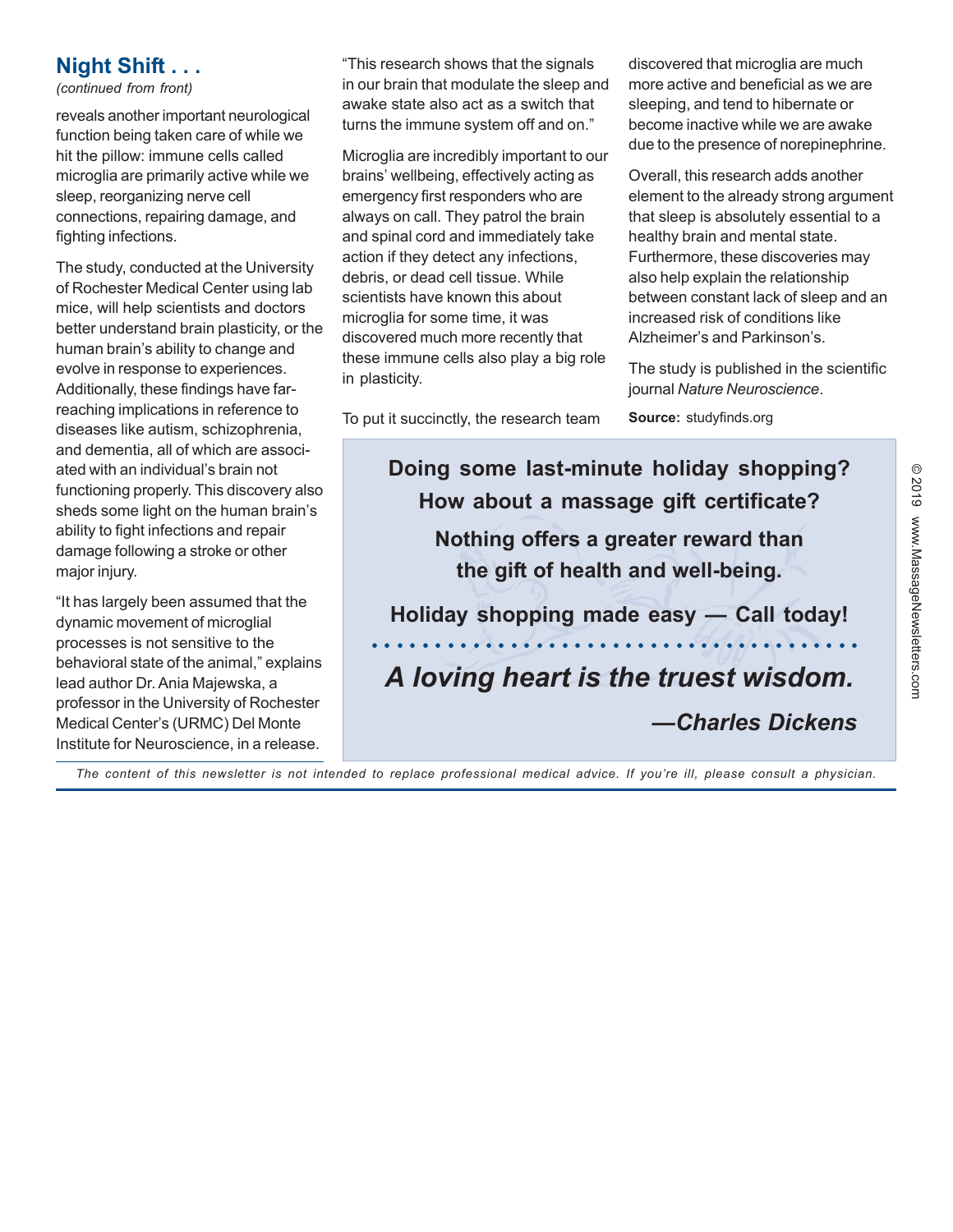## Night Shift . . .

*(continued from front)*

reveals another important neurological function being taken care of while we hit the pillow: immune cells called microglia are primarily active while we sleep, reorganizing nerve cell connections, repairing damage, and fighting infections.

The study, conducted at the University of Rochester Medical Center using lab mice, will help scientists and doctors better understand brain plasticity, or the human brain's ability to change and evolve in response to experiences. Additionally, these findings have far-reaching implications in reference to diseases like autism, schizophrenia, and dementia, all of which are associated with an individual's brain not functioning properly. This discovery also sheds some light on the human brain's ability to fight infections and repair damage following a stroke or other major injury.

"It has largely been assumed that the dynamic movement of microglial processes is not sensitive to the behavioral state of the animal," explains lead author Dr. Ania Majewska, a professor in the University of Rochester Medical Center's (URMC) Del Monte Institute for Neuroscience, in a release. "This research shows that the signals in our brain that modulate the sleep and awake state also act as a switch that turns the immune system off and on."

Microglia are incredibly important to our brains' wellbeing, effectively acting as emergency first responders who are always on call. They patrol the brain and spinal cord and immediately take action if they detect any infections, debris, or dead cell tissue. While scientists have known this about microglia for some time, it was discovered much more recently that these immune cells also play a big role in plasticity.

To put it succinctly, the research team discovered that microglia are much more active and beneficial as we are sleeping, and tend to hibernate or become inactive while we are awake due to the presence of norepinephrine.

Overall, this research adds another element to the already strong argument that sleep is absolutely essential to a healthy brain and mental state. Furthermore, these discoveries may also help explain the relationship between constant lack of sleep and an increased risk of conditions like Alzheimer's and Parkinson's.

The study is published in the scientific journal *Nature Neuroscience*.

**Source:** studyfinds.org

**Doing some last-minute holiday shopping?**
**How about a massage gift certificate?**

**Nothing offers a greater reward than the gift of health and well-being.**

**Holiday shopping made easy — Call today!**

***A loving heart is the truest wisdom.***

***—Charles Dickens***

*The content of this newsletter is not intended to replace professional medical advice. If you're ill, please consult a physician.*

© 2019 www.MassageNewsletters.com